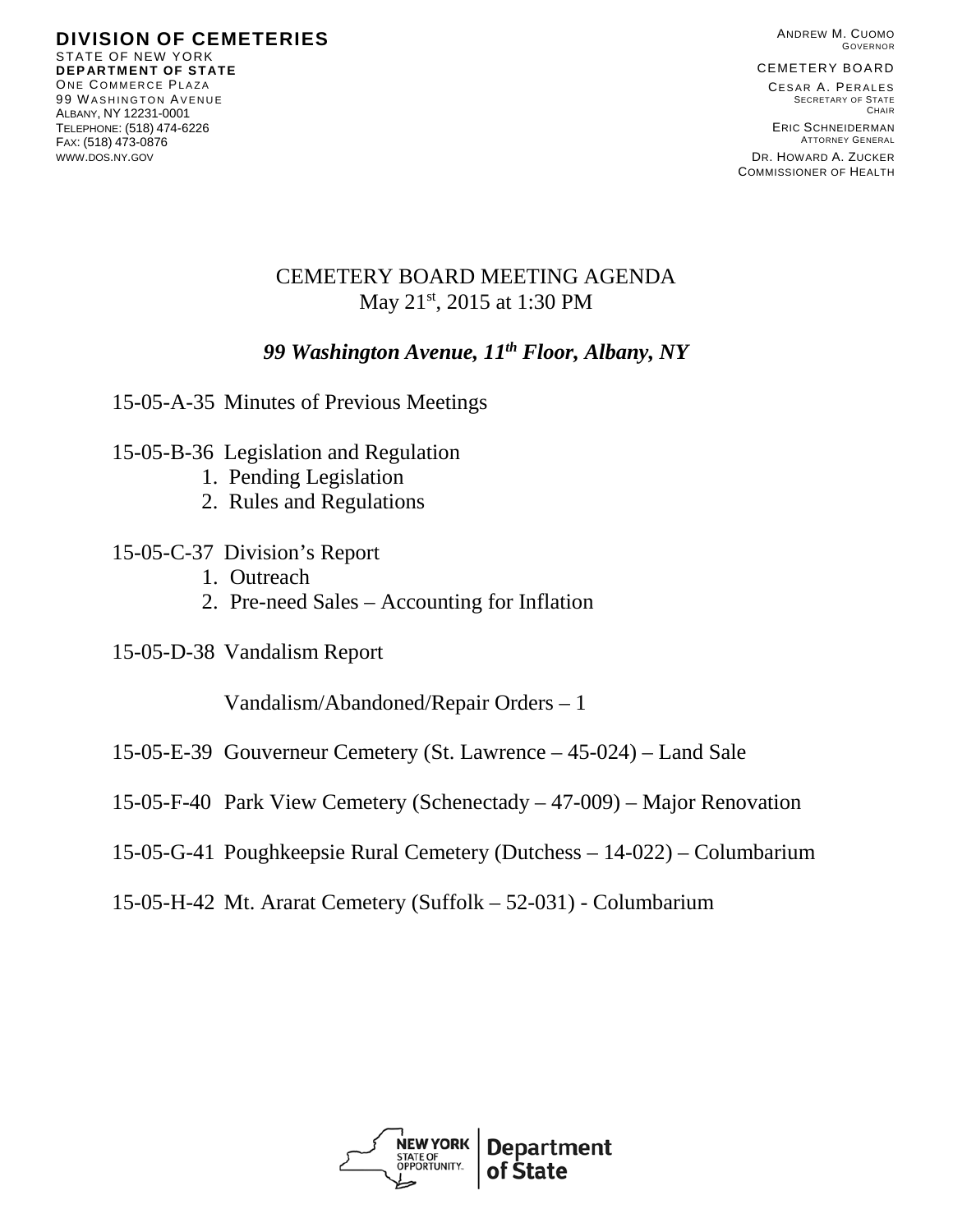**DIVISION OF CEMETERIES**
STATE OF NEW YORK
**DEPARTMENT OF STATE**
ONE COMMERCE PLAZA
99 WASHINGTON AVENUE
ALBANY, NY 12231-0001
TELEPHONE: (518) 474-6226
FAX: (518) 473-0876
WWW.DOS.NY.GOV

ANDREW M. CUOMO
GOVERNOR

CEMETERY BOARD

CESAR A. PERALES
SECRETARY OF STATE
CHAIR

ERIC SCHNEIDERMAN
ATTORNEY GENERAL

DR. HOWARD A. ZUCKER
COMMISSIONER OF HEALTH

# CEMETERY BOARD MEETING AGENDA

May 21st, 2015 at 1:30 PM

***99 Washington Avenue, 11th Floor, Albany, NY***

15-05-A-35 Minutes of Previous Meetings

15-05-B-36 Legislation and Regulation
1. Pending Legislation
2. Rules and Regulations

15-05-C-37 Division's Report
1. Outreach
2. Pre-need Sales – Accounting for Inflation

15-05-D-38 Vandalism Report

Vandalism/Abandoned/Repair Orders – 1

15-05-E-39 Gouverneur Cemetery (St. Lawrence – 45-024) – Land Sale

15-05-F-40 Park View Cemetery (Schenectady – 47-009) – Major Renovation

15-05-G-41 Poughkeepsie Rural Cemetery (Dutchess – 14-022) – Columbarium

15-05-H-42 Mt. Ararat Cemetery (Suffolk – 52-031) - Columbarium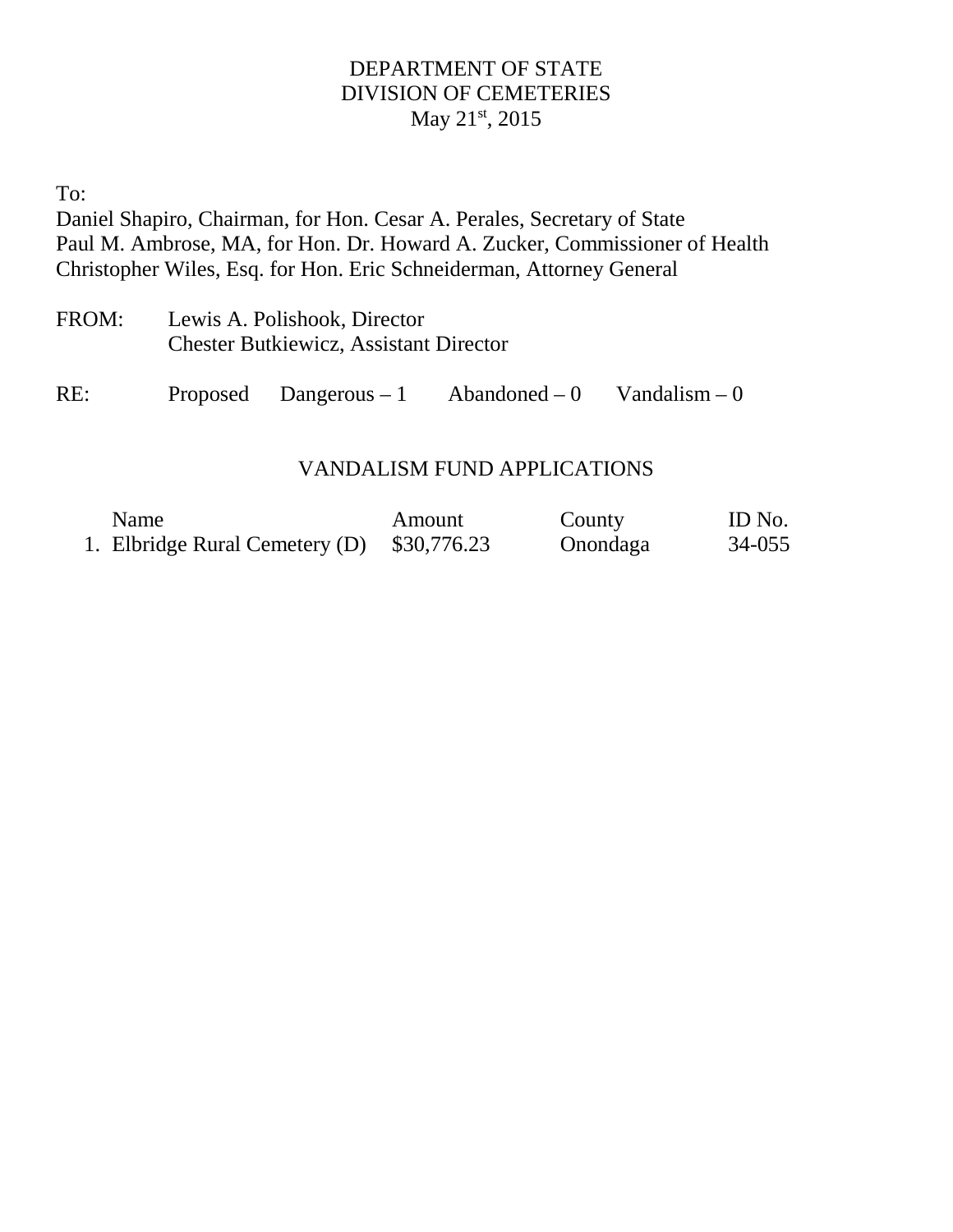DEPARTMENT OF STATE
DIVISION OF CEMETERIES
May 21st, 2015

To:
Daniel Shapiro, Chairman, for Hon. Cesar A. Perales, Secretary of State
Paul M. Ambrose, MA, for Hon. Dr. Howard A. Zucker, Commissioner of Health
Christopher Wiles, Esq. for Hon. Eric Schneiderman, Attorney General

FROM: Lewis A. Polishook, Director
Chester Butkiewicz, Assistant Director

RE: Proposed Dangerous – 1 Abandoned – 0 Vandalism – 0

## VANDALISM FUND APPLICATIONS

| | Name | Amount | County | ID No. |
|---|---|---|---|---|
| 1. | Elbridge Rural Cemetery (D) | $30,776.23 | Onondaga | 34-055 |